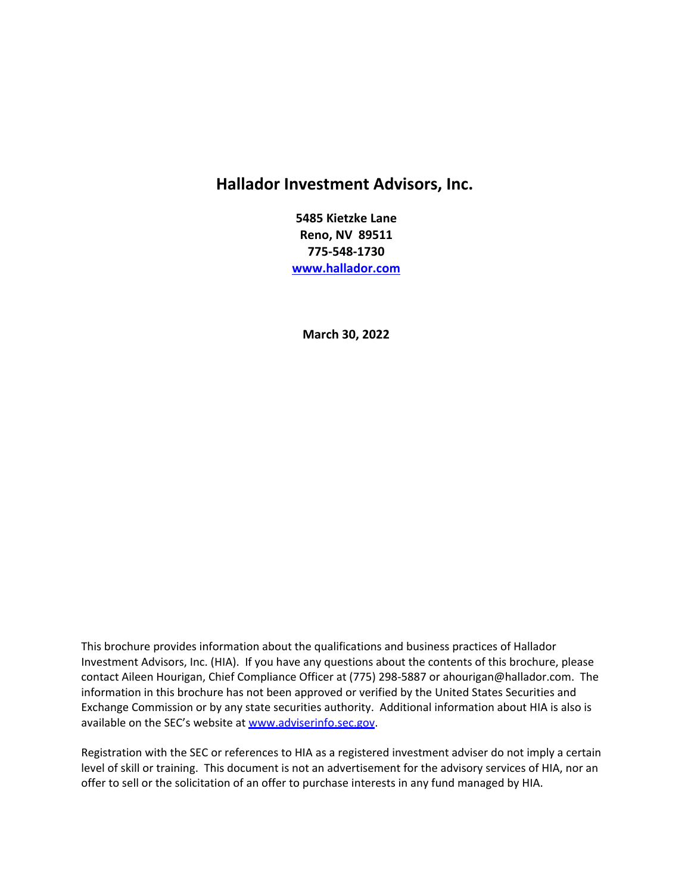# Hallador Investment Advisors, Inc.

**5485 Kietzke Lane**
**Reno, NV 89511**
**775-548-1730**
**[www.hallador.com](http://www.hallador.com)**

**March 30, 2022**

This brochure provides information about the qualifications and business practices of Hallador Investment Advisors, Inc. (HIA). If you have any questions about the contents of this brochure, please contact Aileen Hourigan, Chief Compliance Officer at (775) 298-5887 or ahourigan@hallador.com. The information in this brochure has not been approved or verified by the United States Securities and Exchange Commission or by any state securities authority. Additional information about HIA is also is available on the SEC's website at [www.adviserinfo.sec.gov](http://www.adviserinfo.sec.gov).

Registration with the SEC or references to HIA as a registered investment adviser do not imply a certain level of skill or training. This document is not an advertisement for the advisory services of HIA, nor an offer to sell or the solicitation of an offer to purchase interests in any fund managed by HIA.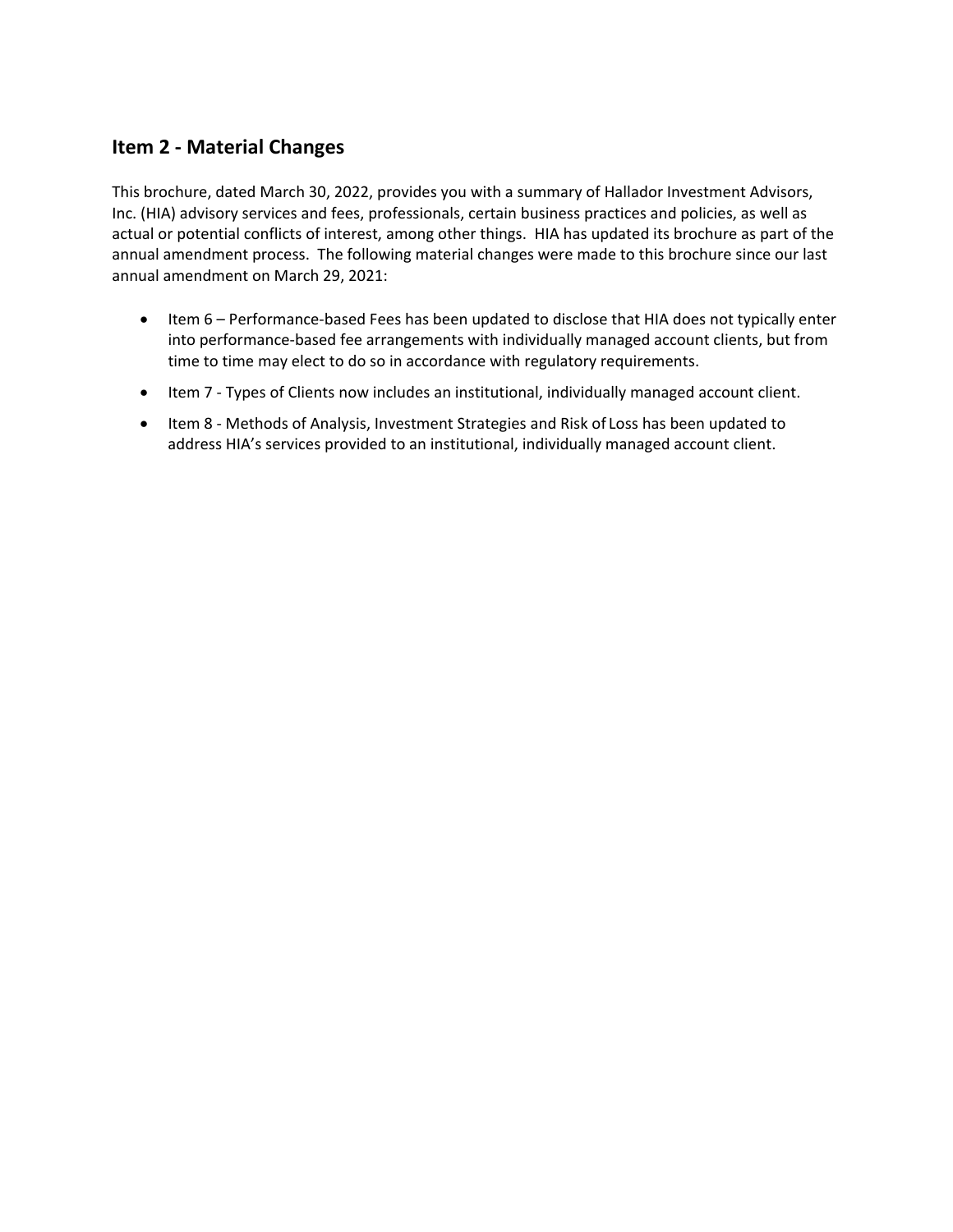## Item 2 - Material Changes

This brochure, dated March 30, 2022, provides you with a summary of Hallador Investment Advisors, Inc. (HIA) advisory services and fees, professionals, certain business practices and policies, as well as actual or potential conflicts of interest, among other things. HIA has updated its brochure as part of the annual amendment process. The following material changes were made to this brochure since our last annual amendment on March 29, 2021:

- Item 6 – Performance-based Fees has been updated to disclose that HIA does not typically enter into performance-based fee arrangements with individually managed account clients, but from time to time may elect to do so in accordance with regulatory requirements.
- Item 7 - Types of Clients now includes an institutional, individually managed account client.
- Item 8 - Methods of Analysis, Investment Strategies and Risk of Loss has been updated to address HIA's services provided to an institutional, individually managed account client.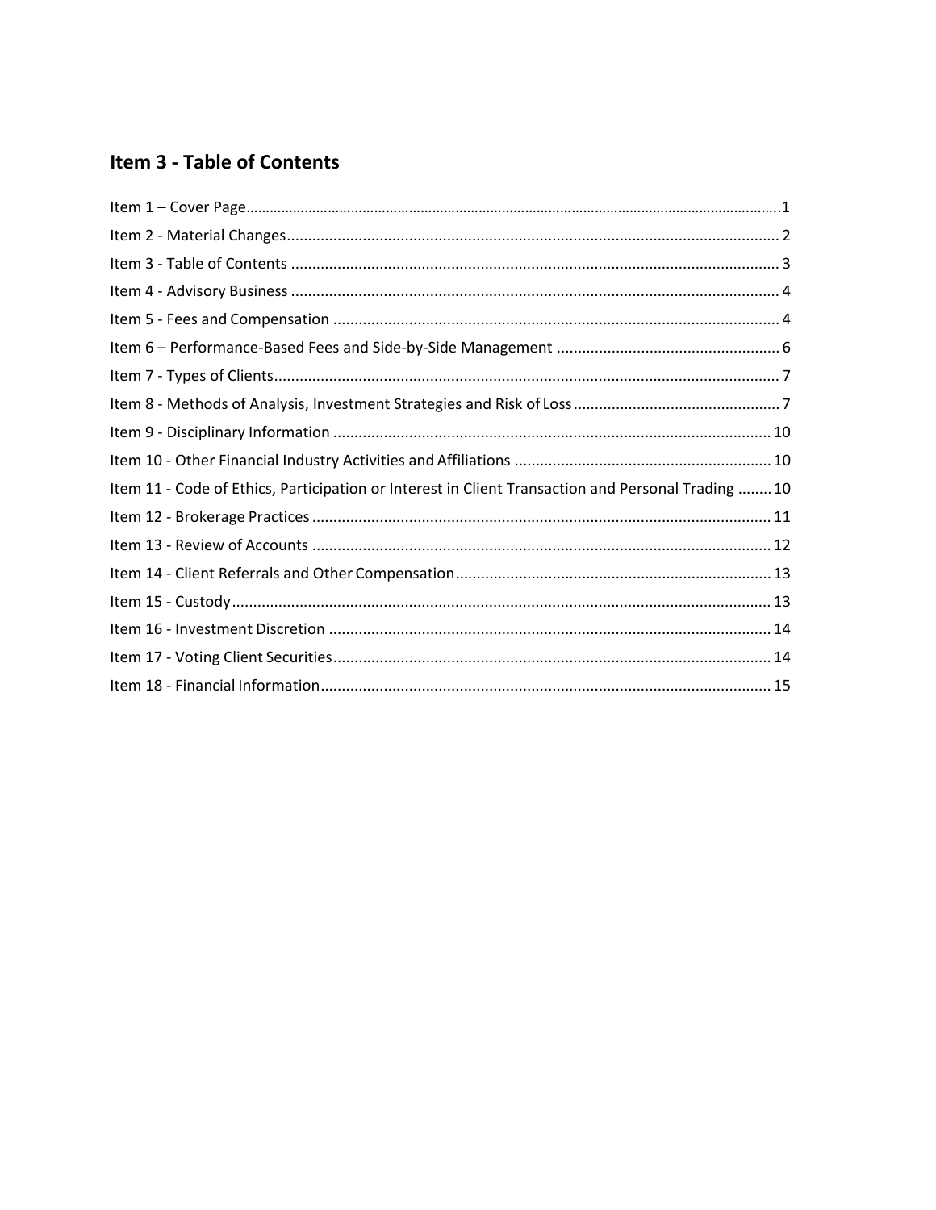## Item 3 - Table of Contents

Item 1 – Cover Page......................................................................................................................1
Item 2 - Material Changes................................................................................................... 2
Item 3 - Table of Contents ................................................................................................... 3
Item 4 - Advisory Business .................................................................................................. 4
Item 5 - Fees and Compensation ......................................................................................... 4
Item 6 – Performance-Based Fees and Side-by-Side Management ..................................................... 6
Item 7 - Types of Clients....................................................................................................... 7
Item 8 - Methods of Analysis, Investment Strategies and Risk of Loss ................................................ 7
Item 9 - Disciplinary Information ....................................................................................... 10
Item 10 - Other Financial Industry Activities and Affiliations ............................................................ 10
Item 11 - Code of Ethics, Participation or Interest in Client Transaction and Personal Trading ........ 10
Item 12 - Brokerage Practices ............................................................................................ 11
Item 13 - Review of Accounts ............................................................................................ 12
Item 14 - Client Referrals and Other Compensation.......................................................................... 13
Item 15 - Custody............................................................................................................... 13
Item 16 - Investment Discretion ......................................................................................... 14
Item 17 - Voting Client Securities....................................................................................... 14
Item 18 - Financial Information.......................................................................................... 15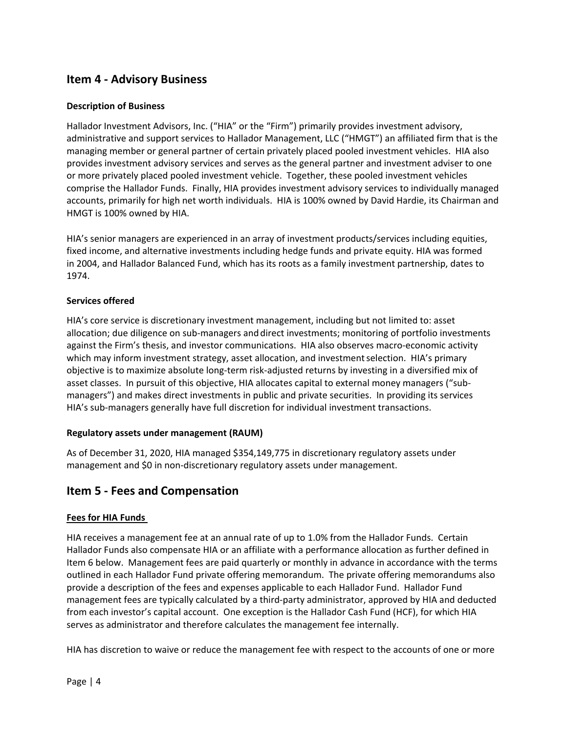## Item 4 - Advisory Business

### Description of Business

Hallador Investment Advisors, Inc. ("HIA" or the "Firm") primarily provides investment advisory, administrative and support services to Hallador Management, LLC ("HMGT") an affiliated firm that is the managing member or general partner of certain privately placed pooled investment vehicles. HIA also provides investment advisory services and serves as the general partner and investment adviser to one or more privately placed pooled investment vehicle. Together, these pooled investment vehicles comprise the Hallador Funds. Finally, HIA provides investment advisory services to individually managed accounts, primarily for high net worth individuals. HIA is 100% owned by David Hardie, its Chairman and HMGT is 100% owned by HIA.

HIA's senior managers are experienced in an array of investment products/services including equities, fixed income, and alternative investments including hedge funds and private equity. HIA was formed in 2004, and Hallador Balanced Fund, which has its roots as a family investment partnership, dates to 1974.

### Services offered

HIA's core service is discretionary investment management, including but not limited to: asset allocation; due diligence on sub-managers and direct investments; monitoring of portfolio investments against the Firm's thesis, and investor communications. HIA also observes macro-economic activity which may inform investment strategy, asset allocation, and investment selection. HIA's primary objective is to maximize absolute long-term risk-adjusted returns by investing in a diversified mix of asset classes. In pursuit of this objective, HIA allocates capital to external money managers ("sub-managers") and makes direct investments in public and private securities. In providing its services HIA's sub-managers generally have full discretion for individual investment transactions.

### Regulatory assets under management (RAUM)

As of December 31, 2020, HIA managed $354,149,775 in discretionary regulatory assets under management and $0 in non-discretionary regulatory assets under management.

## Item 5 - Fees and Compensation

### Fees for HIA Funds

HIA receives a management fee at an annual rate of up to 1.0% from the Hallador Funds. Certain Hallador Funds also compensate HIA or an affiliate with a performance allocation as further defined in Item 6 below. Management fees are paid quarterly or monthly in advance in accordance with the terms outlined in each Hallador Fund private offering memorandum. The private offering memorandums also provide a description of the fees and expenses applicable to each Hallador Fund. Hallador Fund management fees are typically calculated by a third-party administrator, approved by HIA and deducted from each investor's capital account. One exception is the Hallador Cash Fund (HCF), for which HIA serves as administrator and therefore calculates the management fee internally.

HIA has discretion to waive or reduce the management fee with respect to the accounts of one or more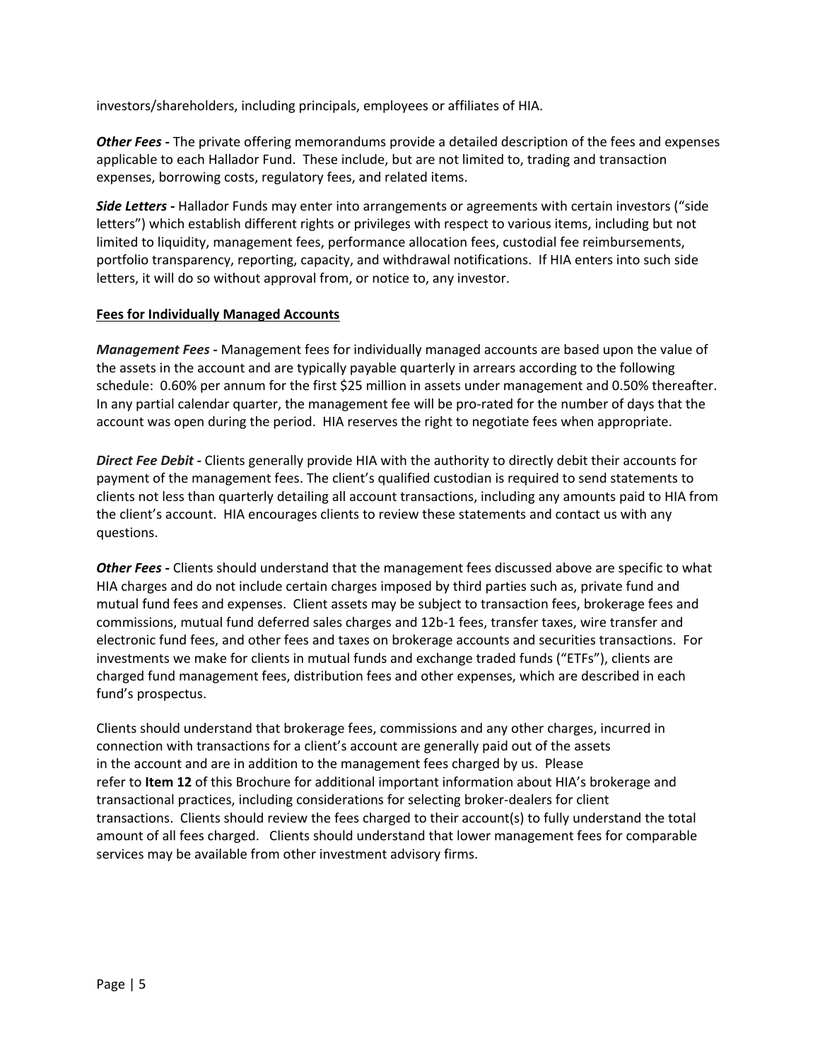investors/shareholders, including principals, employees or affiliates of HIA.

***Other Fees -*** The private offering memorandums provide a detailed description of the fees and expenses applicable to each Hallador Fund. These include, but are not limited to, trading and transaction expenses, borrowing costs, regulatory fees, and related items.

***Side Letters -*** Hallador Funds may enter into arrangements or agreements with certain investors ("side letters") which establish different rights or privileges with respect to various items, including but not limited to liquidity, management fees, performance allocation fees, custodial fee reimbursements, portfolio transparency, reporting, capacity, and withdrawal notifications. If HIA enters into such side letters, it will do so without approval from, or notice to, any investor.

**Fees for Individually Managed Accounts**

***Management Fees -*** Management fees for individually managed accounts are based upon the value of the assets in the account and are typically payable quarterly in arrears according to the following schedule: 0.60% per annum for the first $25 million in assets under management and 0.50% thereafter. In any partial calendar quarter, the management fee will be pro-rated for the number of days that the account was open during the period. HIA reserves the right to negotiate fees when appropriate.

***Direct Fee Debit -*** Clients generally provide HIA with the authority to directly debit their accounts for payment of the management fees. The client's qualified custodian is required to send statements to clients not less than quarterly detailing all account transactions, including any amounts paid to HIA from the client's account. HIA encourages clients to review these statements and contact us with any questions.

***Other Fees -*** Clients should understand that the management fees discussed above are specific to what HIA charges and do not include certain charges imposed by third parties such as, private fund and mutual fund fees and expenses. Client assets may be subject to transaction fees, brokerage fees and commissions, mutual fund deferred sales charges and 12b-1 fees, transfer taxes, wire transfer and electronic fund fees, and other fees and taxes on brokerage accounts and securities transactions. For investments we make for clients in mutual funds and exchange traded funds ("ETFs"), clients are charged fund management fees, distribution fees and other expenses, which are described in each fund's prospectus.

Clients should understand that brokerage fees, commissions and any other charges, incurred in connection with transactions for a client's account are generally paid out of the assets in the account and are in addition to the management fees charged by us. Please refer to **Item 12** of this Brochure for additional important information about HIA's brokerage and transactional practices, including considerations for selecting broker-dealers for client transactions. Clients should review the fees charged to their account(s) to fully understand the total amount of all fees charged. Clients should understand that lower management fees for comparable services may be available from other investment advisory firms.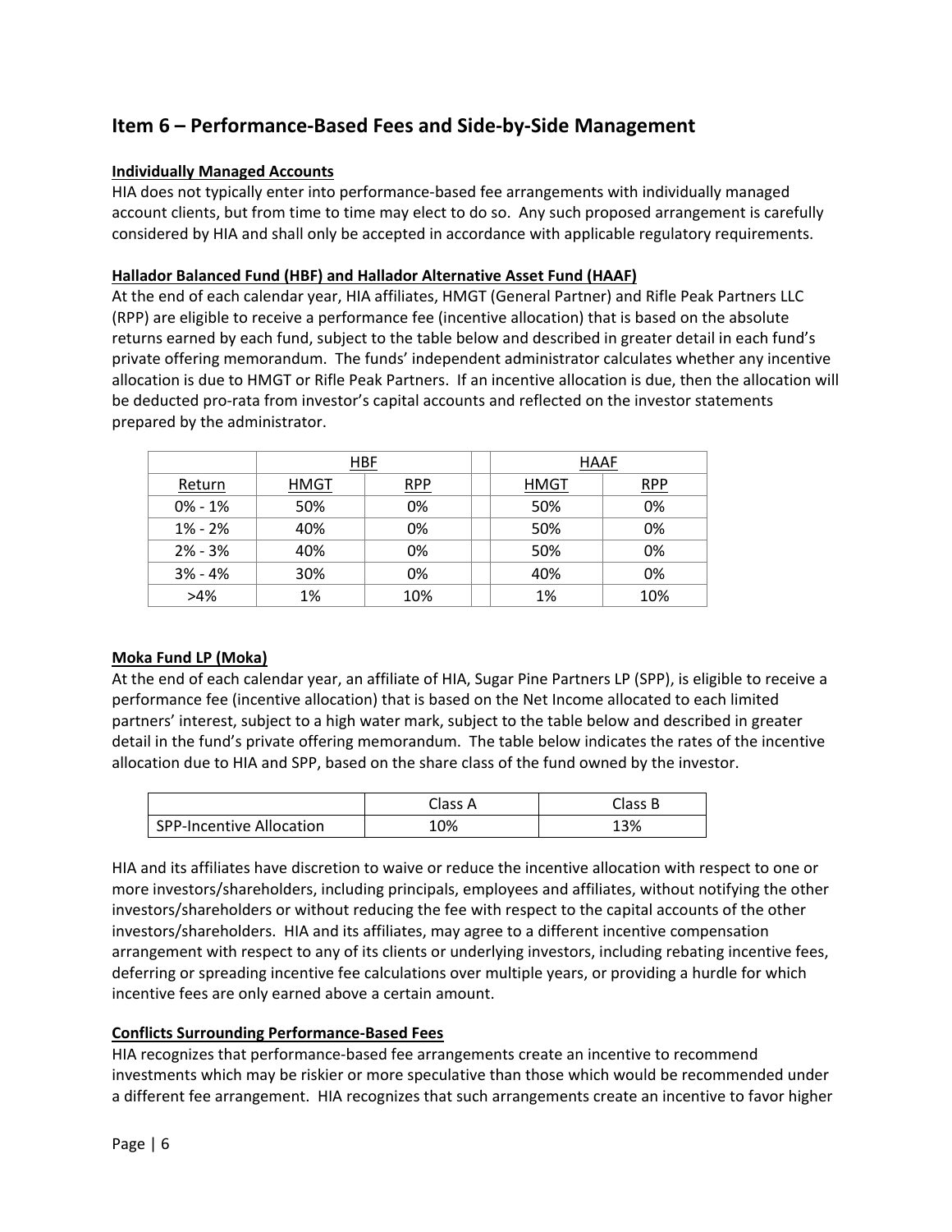## Item 6 – Performance-Based Fees and Side-by-Side Management

**Individually Managed Accounts**

HIA does not typically enter into performance-based fee arrangements with individually managed account clients, but from time to time may elect to do so. Any such proposed arrangement is carefully considered by HIA and shall only be accepted in accordance with applicable regulatory requirements.

**Hallador Balanced Fund (HBF) and Hallador Alternative Asset Fund (HAAF)**

At the end of each calendar year, HIA affiliates, HMGT (General Partner) and Rifle Peak Partners LLC (RPP) are eligible to receive a performance fee (incentive allocation) that is based on the absolute returns earned by each fund, subject to the table below and described in greater detail in each fund's private offering memorandum. The funds' independent administrator calculates whether any incentive allocation is due to HMGT or Rifle Peak Partners. If an incentive allocation is due, then the allocation will be deducted pro-rata from investor's capital accounts and reflected on the investor statements prepared by the administrator.

| | HBF | | | HAAF | |
|---|---|---|---|---|---|
| Return | HMGT | RPP | | HMGT | RPP |
| 0% - 1% | 50% | 0% | | 50% | 0% |
| 1% - 2% | 40% | 0% | | 50% | 0% |
| 2% - 3% | 40% | 0% | | 50% | 0% |
| 3% - 4% | 30% | 0% | | 40% | 0% |
| >4% | 1% | 10% | | 1% | 10% |

**Moka Fund LP (Moka)**

At the end of each calendar year, an affiliate of HIA, Sugar Pine Partners LP (SPP), is eligible to receive a performance fee (incentive allocation) that is based on the Net Income allocated to each limited partners' interest, subject to a high water mark, subject to the table below and described in greater detail in the fund's private offering memorandum. The table below indicates the rates of the incentive allocation due to HIA and SPP, based on the share class of the fund owned by the investor.

| | Class A | Class B |
|---|---|---|
| SPP-Incentive Allocation | 10% | 13% |

HIA and its affiliates have discretion to waive or reduce the incentive allocation with respect to one or more investors/shareholders, including principals, employees and affiliates, without notifying the other investors/shareholders or without reducing the fee with respect to the capital accounts of the other investors/shareholders. HIA and its affiliates, may agree to a different incentive compensation arrangement with respect to any of its clients or underlying investors, including rebating incentive fees, deferring or spreading incentive fee calculations over multiple years, or providing a hurdle for which incentive fees are only earned above a certain amount.

**Conflicts Surrounding Performance-Based Fees**

HIA recognizes that performance-based fee arrangements create an incentive to recommend investments which may be riskier or more speculative than those which would be recommended under a different fee arrangement. HIA recognizes that such arrangements create an incentive to favor higher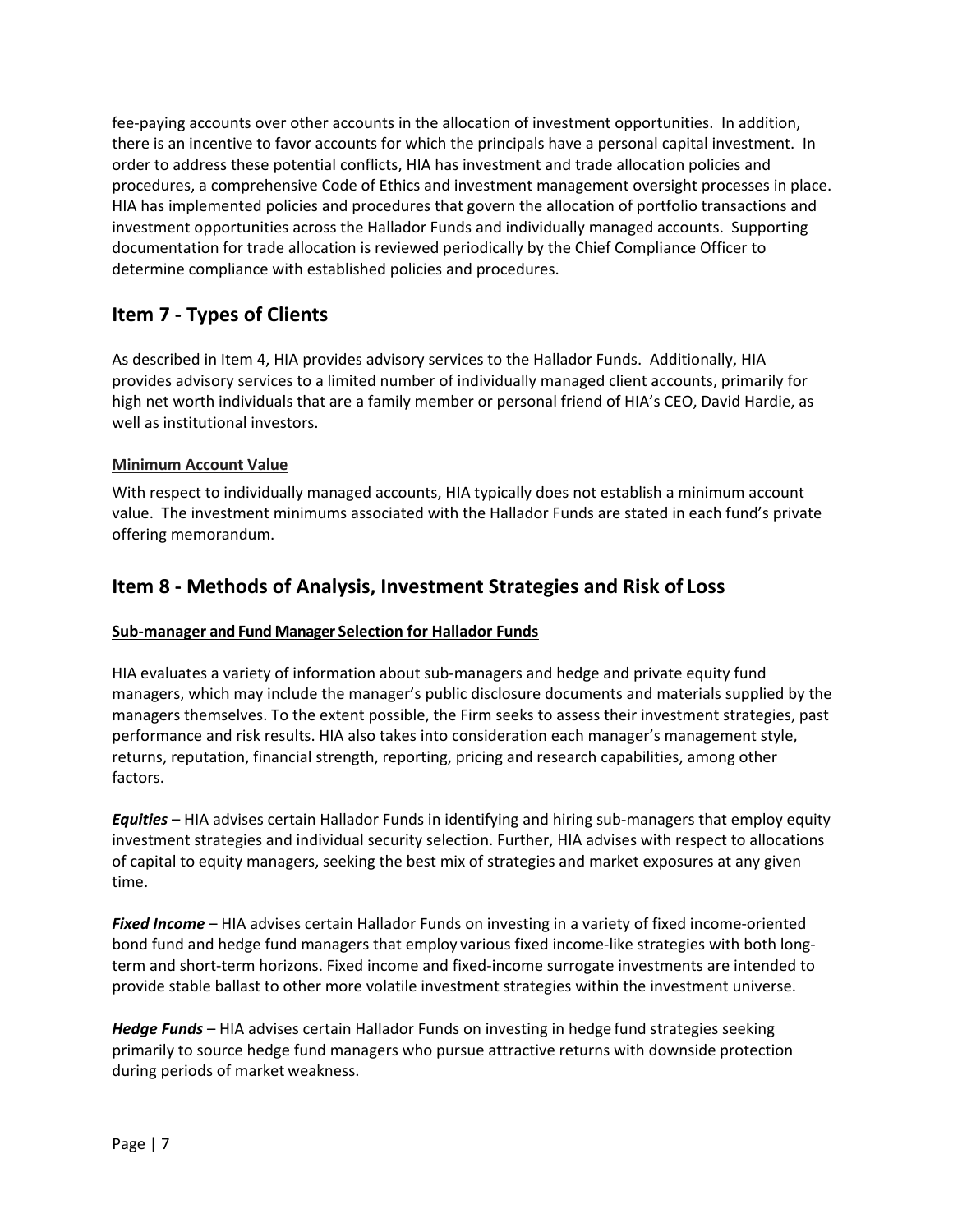fee-paying accounts over other accounts in the allocation of investment opportunities. In addition, there is an incentive to favor accounts for which the principals have a personal capital investment. In order to address these potential conflicts, HIA has investment and trade allocation policies and procedures, a comprehensive Code of Ethics and investment management oversight processes in place. HIA has implemented policies and procedures that govern the allocation of portfolio transactions and investment opportunities across the Hallador Funds and individually managed accounts. Supporting documentation for trade allocation is reviewed periodically by the Chief Compliance Officer to determine compliance with established policies and procedures.

## Item 7 - Types of Clients

As described in Item 4, HIA provides advisory services to the Hallador Funds. Additionally, HIA provides advisory services to a limited number of individually managed client accounts, primarily for high net worth individuals that are a family member or personal friend of HIA's CEO, David Hardie, as well as institutional investors.

**Minimum Account Value**

With respect to individually managed accounts, HIA typically does not establish a minimum account value. The investment minimums associated with the Hallador Funds are stated in each fund's private offering memorandum.

## Item 8 - Methods of Analysis, Investment Strategies and Risk of Loss

**Sub-manager and Fund Manager Selection for Hallador Funds**

HIA evaluates a variety of information about sub-managers and hedge and private equity fund managers, which may include the manager's public disclosure documents and materials supplied by the managers themselves. To the extent possible, the Firm seeks to assess their investment strategies, past performance and risk results. HIA also takes into consideration each manager's management style, returns, reputation, financial strength, reporting, pricing and research capabilities, among other factors.

***Equities*** – HIA advises certain Hallador Funds in identifying and hiring sub-managers that employ equity investment strategies and individual security selection. Further, HIA advises with respect to allocations of capital to equity managers, seeking the best mix of strategies and market exposures at any given time.

***Fixed Income*** – HIA advises certain Hallador Funds on investing in a variety of fixed income-oriented bond fund and hedge fund managers that employ various fixed income-like strategies with both long-term and short-term horizons. Fixed income and fixed-income surrogate investments are intended to provide stable ballast to other more volatile investment strategies within the investment universe.

***Hedge Funds*** – HIA advises certain Hallador Funds on investing in hedge fund strategies seeking primarily to source hedge fund managers who pursue attractive returns with downside protection during periods of market weakness.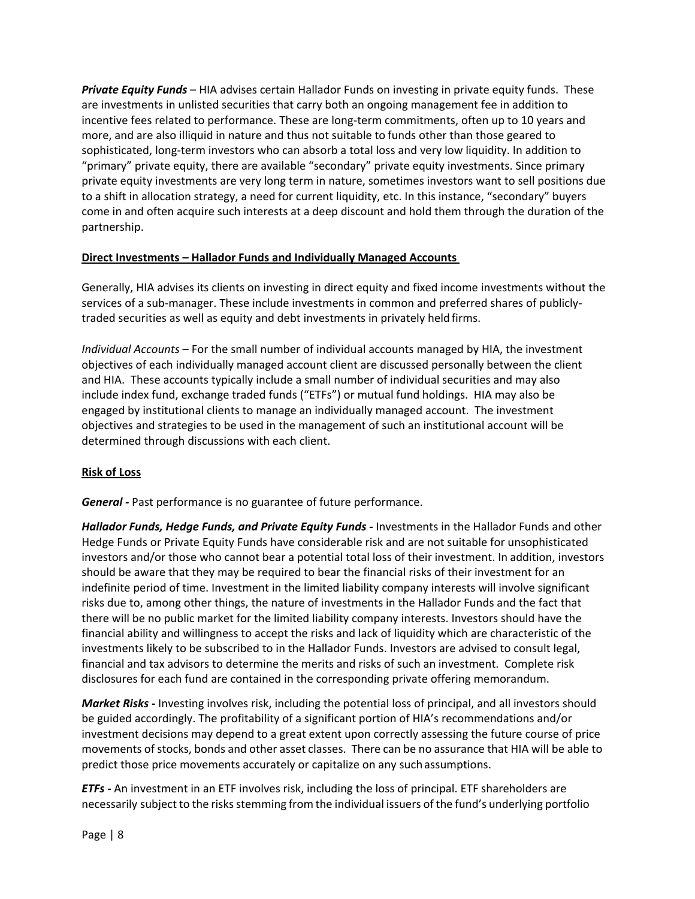***Private Equity Funds*** – HIA advises certain Hallador Funds on investing in private equity funds. These are investments in unlisted securities that carry both an ongoing management fee in addition to incentive fees related to performance. These are long-term commitments, often up to 10 years and more, and are also illiquid in nature and thus not suitable to funds other than those geared to sophisticated, long-term investors who can absorb a total loss and very low liquidity. In addition to "primary" private equity, there are available "secondary" private equity investments. Since primary private equity investments are very long term in nature, sometimes investors want to sell positions due to a shift in allocation strategy, a need for current liquidity, etc. In this instance, "secondary" buyers come in and often acquire such interests at a deep discount and hold them through the duration of the partnership.

**Direct Investments – Hallador Funds and Individually Managed Accounts**

Generally, HIA advises its clients on investing in direct equity and fixed income investments without the services of a sub-manager. These include investments in common and preferred shares of publicly-traded securities as well as equity and debt investments in privately held firms.

*Individual Accounts* – For the small number of individual accounts managed by HIA, the investment objectives of each individually managed account client are discussed personally between the client and HIA. These accounts typically include a small number of individual securities and may also include index fund, exchange traded funds ("ETFs") or mutual fund holdings. HIA may also be engaged by institutional clients to manage an individually managed account. The investment objectives and strategies to be used in the management of such an institutional account will be determined through discussions with each client.

**Risk of Loss**

***General -*** Past performance is no guarantee of future performance.

***Hallador Funds, Hedge Funds, and Private Equity Funds -*** Investments in the Hallador Funds and other Hedge Funds or Private Equity Funds have considerable risk and are not suitable for unsophisticated investors and/or those who cannot bear a potential total loss of their investment. In addition, investors should be aware that they may be required to bear the financial risks of their investment for an indefinite period of time. Investment in the limited liability company interests will involve significant risks due to, among other things, the nature of investments in the Hallador Funds and the fact that there will be no public market for the limited liability company interests. Investors should have the financial ability and willingness to accept the risks and lack of liquidity which are characteristic of the investments likely to be subscribed to in the Hallador Funds. Investors are advised to consult legal, financial and tax advisors to determine the merits and risks of such an investment. Complete risk disclosures for each fund are contained in the corresponding private offering memorandum.

***Market Risks -*** Investing involves risk, including the potential loss of principal, and all investors should be guided accordingly. The profitability of a significant portion of HIA's recommendations and/or investment decisions may depend to a great extent upon correctly assessing the future course of price movements of stocks, bonds and other asset classes. There can be no assurance that HIA will be able to predict those price movements accurately or capitalize on any such assumptions.

***ETFs -*** An investment in an ETF involves risk, including the loss of principal. ETF shareholders are necessarily subject to the risks stemming from the individual issuers of the fund's underlying portfolio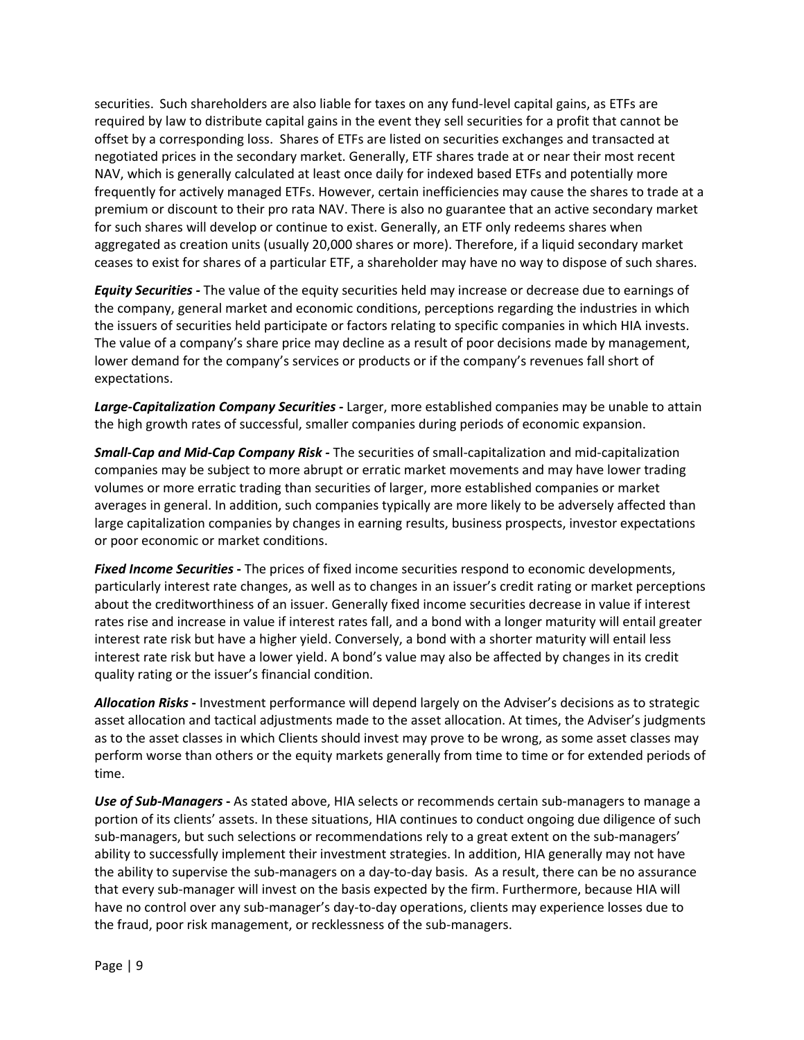securities. Such shareholders are also liable for taxes on any fund-level capital gains, as ETFs are required by law to distribute capital gains in the event they sell securities for a profit that cannot be offset by a corresponding loss. Shares of ETFs are listed on securities exchanges and transacted at negotiated prices in the secondary market. Generally, ETF shares trade at or near their most recent NAV, which is generally calculated at least once daily for indexed based ETFs and potentially more frequently for actively managed ETFs. However, certain inefficiencies may cause the shares to trade at a premium or discount to their pro rata NAV. There is also no guarantee that an active secondary market for such shares will develop or continue to exist. Generally, an ETF only redeems shares when aggregated as creation units (usually 20,000 shares or more). Therefore, if a liquid secondary market ceases to exist for shares of a particular ETF, a shareholder may have no way to dispose of such shares.

***Equity Securities* -** The value of the equity securities held may increase or decrease due to earnings of the company, general market and economic conditions, perceptions regarding the industries in which the issuers of securities held participate or factors relating to specific companies in which HIA invests. The value of a company's share price may decline as a result of poor decisions made by management, lower demand for the company's services or products or if the company's revenues fall short of expectations.

***Large-Capitalization Company Securities* -** Larger, more established companies may be unable to attain the high growth rates of successful, smaller companies during periods of economic expansion.

***Small-Cap and Mid-Cap Company Risk* -** The securities of small-capitalization and mid-capitalization companies may be subject to more abrupt or erratic market movements and may have lower trading volumes or more erratic trading than securities of larger, more established companies or market averages in general. In addition, such companies typically are more likely to be adversely affected than large capitalization companies by changes in earning results, business prospects, investor expectations or poor economic or market conditions.

***Fixed Income Securities* -** The prices of fixed income securities respond to economic developments, particularly interest rate changes, as well as to changes in an issuer's credit rating or market perceptions about the creditworthiness of an issuer. Generally fixed income securities decrease in value if interest rates rise and increase in value if interest rates fall, and a bond with a longer maturity will entail greater interest rate risk but have a higher yield. Conversely, a bond with a shorter maturity will entail less interest rate risk but have a lower yield. A bond's value may also be affected by changes in its credit quality rating or the issuer's financial condition.

***Allocation Risks* -** Investment performance will depend largely on the Adviser's decisions as to strategic asset allocation and tactical adjustments made to the asset allocation. At times, the Adviser's judgments as to the asset classes in which Clients should invest may prove to be wrong, as some asset classes may perform worse than others or the equity markets generally from time to time or for extended periods of time.

***Use of Sub-Managers* -** As stated above, HIA selects or recommends certain sub-managers to manage a portion of its clients' assets. In these situations, HIA continues to conduct ongoing due diligence of such sub-managers, but such selections or recommendations rely to a great extent on the sub-managers' ability to successfully implement their investment strategies. In addition, HIA generally may not have the ability to supervise the sub-managers on a day-to-day basis. As a result, there can be no assurance that every sub-manager will invest on the basis expected by the firm. Furthermore, because HIA will have no control over any sub-manager's day-to-day operations, clients may experience losses due to the fraud, poor risk management, or recklessness of the sub-managers.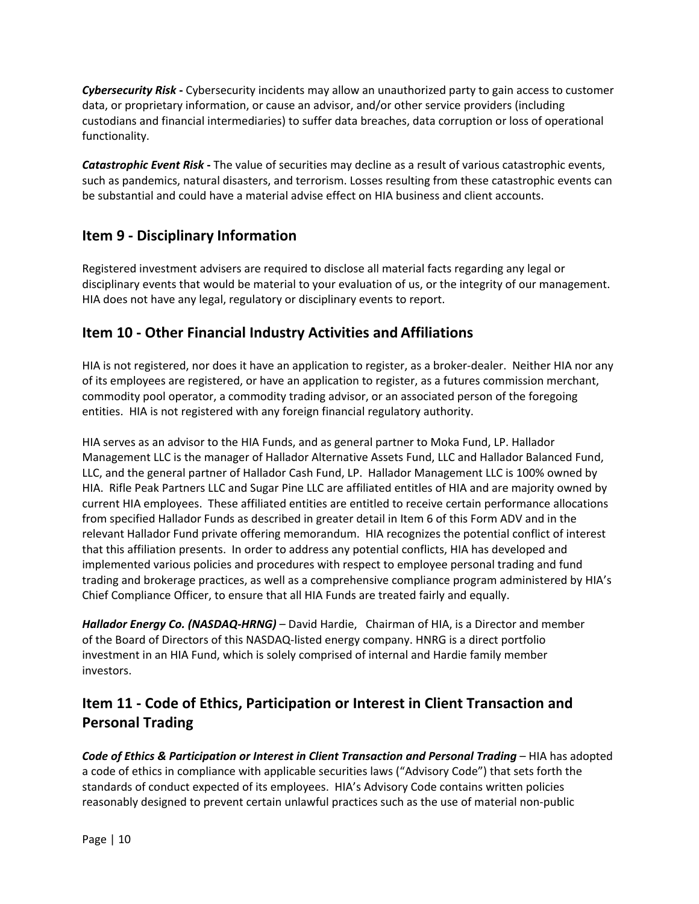***Cybersecurity Risk* -** Cybersecurity incidents may allow an unauthorized party to gain access to customer data, or proprietary information, or cause an advisor, and/or other service providers (including custodians and financial intermediaries) to suffer data breaches, data corruption or loss of operational functionality.

***Catastrophic Event Risk* -** The value of securities may decline as a result of various catastrophic events, such as pandemics, natural disasters, and terrorism. Losses resulting from these catastrophic events can be substantial and could have a material advise effect on HIA business and client accounts.

## Item 9 - Disciplinary Information

Registered investment advisers are required to disclose all material facts regarding any legal or disciplinary events that would be material to your evaluation of us, or the integrity of our management. HIA does not have any legal, regulatory or disciplinary events to report.

## Item 10 - Other Financial Industry Activities and Affiliations

HIA is not registered, nor does it have an application to register, as a broker-dealer. Neither HIA nor any of its employees are registered, or have an application to register, as a futures commission merchant, commodity pool operator, a commodity trading advisor, or an associated person of the foregoing entities. HIA is not registered with any foreign financial regulatory authority.

HIA serves as an advisor to the HIA Funds, and as general partner to Moka Fund, LP. Hallador Management LLC is the manager of Hallador Alternative Assets Fund, LLC and Hallador Balanced Fund, LLC, and the general partner of Hallador Cash Fund, LP. Hallador Management LLC is 100% owned by HIA. Rifle Peak Partners LLC and Sugar Pine LLC are affiliated entitles of HIA and are majority owned by current HIA employees. These affiliated entities are entitled to receive certain performance allocations from specified Hallador Funds as described in greater detail in Item 6 of this Form ADV and in the relevant Hallador Fund private offering memorandum. HIA recognizes the potential conflict of interest that this affiliation presents. In order to address any potential conflicts, HIA has developed and implemented various policies and procedures with respect to employee personal trading and fund trading and brokerage practices, as well as a comprehensive compliance program administered by HIA's Chief Compliance Officer, to ensure that all HIA Funds are treated fairly and equally.

***Hallador Energy Co. (NASDAQ-HRNG)*** – David Hardie, Chairman of HIA, is a Director and member of the Board of Directors of this NASDAQ-listed energy company. HNRG is a direct portfolio investment in an HIA Fund, which is solely comprised of internal and Hardie family member investors.

## Item 11 - Code of Ethics, Participation or Interest in Client Transaction and Personal Trading

***Code of Ethics & Participation or Interest in Client Transaction and Personal Trading*** – HIA has adopted a code of ethics in compliance with applicable securities laws ("Advisory Code") that sets forth the standards of conduct expected of its employees. HIA's Advisory Code contains written policies reasonably designed to prevent certain unlawful practices such as the use of material non-public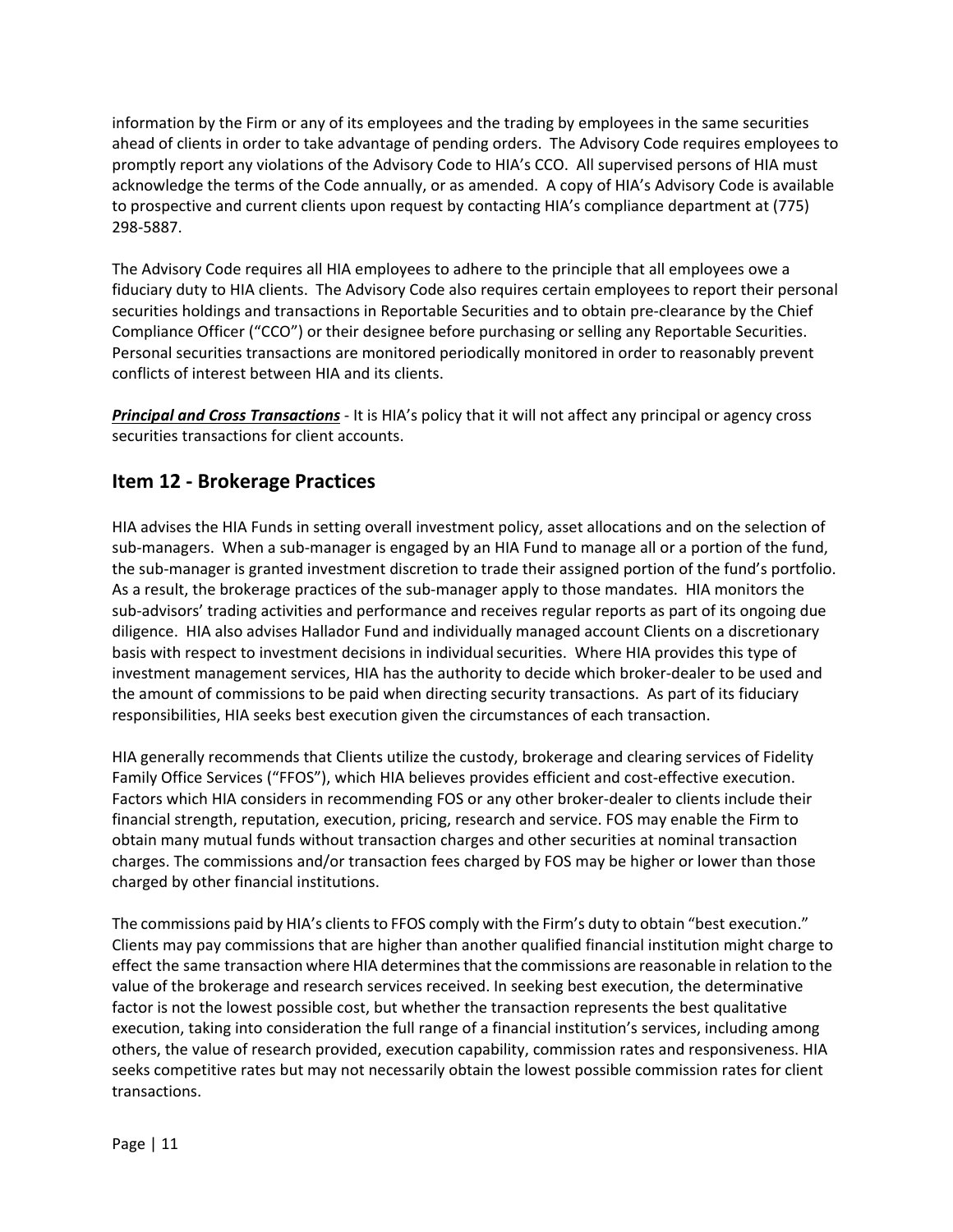information by the Firm or any of its employees and the trading by employees in the same securities ahead of clients in order to take advantage of pending orders. The Advisory Code requires employees to promptly report any violations of the Advisory Code to HIA's CCO. All supervised persons of HIA must acknowledge the terms of the Code annually, or as amended. A copy of HIA's Advisory Code is available to prospective and current clients upon request by contacting HIA's compliance department at (775) 298-5887.

The Advisory Code requires all HIA employees to adhere to the principle that all employees owe a fiduciary duty to HIA clients. The Advisory Code also requires certain employees to report their personal securities holdings and transactions in Reportable Securities and to obtain pre-clearance by the Chief Compliance Officer ("CCO") or their designee before purchasing or selling any Reportable Securities. Personal securities transactions are monitored periodically monitored in order to reasonably prevent conflicts of interest between HIA and its clients.

***Principal and Cross Transactions*** - It is HIA's policy that it will not affect any principal or agency cross securities transactions for client accounts.

## Item 12 - Brokerage Practices

HIA advises the HIA Funds in setting overall investment policy, asset allocations and on the selection of sub-managers. When a sub-manager is engaged by an HIA Fund to manage all or a portion of the fund, the sub-manager is granted investment discretion to trade their assigned portion of the fund's portfolio. As a result, the brokerage practices of the sub-manager apply to those mandates. HIA monitors the sub-advisors' trading activities and performance and receives regular reports as part of its ongoing due diligence. HIA also advises Hallador Fund and individually managed account Clients on a discretionary basis with respect to investment decisions in individual securities. Where HIA provides this type of investment management services, HIA has the authority to decide which broker-dealer to be used and the amount of commissions to be paid when directing security transactions. As part of its fiduciary responsibilities, HIA seeks best execution given the circumstances of each transaction.

HIA generally recommends that Clients utilize the custody, brokerage and clearing services of Fidelity Family Office Services ("FFOS"), which HIA believes provides efficient and cost-effective execution. Factors which HIA considers in recommending FOS or any other broker-dealer to clients include their financial strength, reputation, execution, pricing, research and service. FOS may enable the Firm to obtain many mutual funds without transaction charges and other securities at nominal transaction charges. The commissions and/or transaction fees charged by FOS may be higher or lower than those charged by other financial institutions.

The commissions paid by HIA's clients to FFOS comply with the Firm's duty to obtain "best execution." Clients may pay commissions that are higher than another qualified financial institution might charge to effect the same transaction where HIA determines that the commissions are reasonable in relation to the value of the brokerage and research services received. In seeking best execution, the determinative factor is not the lowest possible cost, but whether the transaction represents the best qualitative execution, taking into consideration the full range of a financial institution's services, including among others, the value of research provided, execution capability, commission rates and responsiveness. HIA seeks competitive rates but may not necessarily obtain the lowest possible commission rates for client transactions.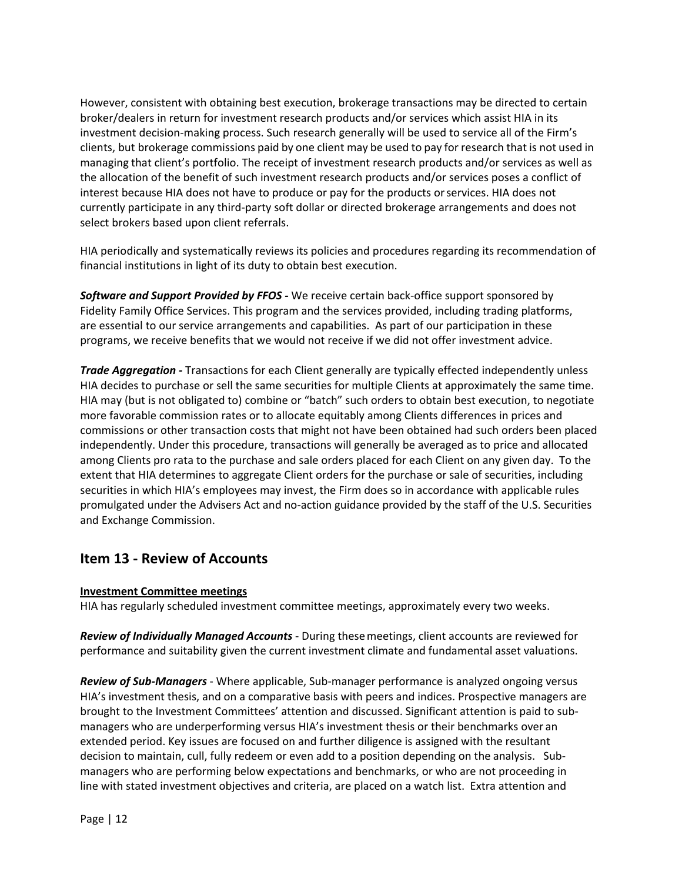However, consistent with obtaining best execution, brokerage transactions may be directed to certain broker/dealers in return for investment research products and/or services which assist HIA in its investment decision-making process. Such research generally will be used to service all of the Firm's clients, but brokerage commissions paid by one client may be used to pay for research that is not used in managing that client's portfolio. The receipt of investment research products and/or services as well as the allocation of the benefit of such investment research products and/or services poses a conflict of interest because HIA does not have to produce or pay for the products or services. HIA does not currently participate in any third-party soft dollar or directed brokerage arrangements and does not select brokers based upon client referrals.

HIA periodically and systematically reviews its policies and procedures regarding its recommendation of financial institutions in light of its duty to obtain best execution.

***Software and Support Provided by FFOS -*** We receive certain back-office support sponsored by Fidelity Family Office Services. This program and the services provided, including trading platforms, are essential to our service arrangements and capabilities. As part of our participation in these programs, we receive benefits that we would not receive if we did not offer investment advice.

***Trade Aggregation -*** Transactions for each Client generally are typically effected independently unless HIA decides to purchase or sell the same securities for multiple Clients at approximately the same time. HIA may (but is not obligated to) combine or "batch" such orders to obtain best execution, to negotiate more favorable commission rates or to allocate equitably among Clients differences in prices and commissions or other transaction costs that might not have been obtained had such orders been placed independently. Under this procedure, transactions will generally be averaged as to price and allocated among Clients pro rata to the purchase and sale orders placed for each Client on any given day. To the extent that HIA determines to aggregate Client orders for the purchase or sale of securities, including securities in which HIA's employees may invest, the Firm does so in accordance with applicable rules promulgated under the Advisers Act and no-action guidance provided by the staff of the U.S. Securities and Exchange Commission.

## Item 13 - Review of Accounts

**Investment Committee meetings**

HIA has regularly scheduled investment committee meetings, approximately every two weeks.

***Review of Individually Managed Accounts*** - During these meetings, client accounts are reviewed for performance and suitability given the current investment climate and fundamental asset valuations.

***Review of Sub-Managers*** - Where applicable, Sub-manager performance is analyzed ongoing versus HIA's investment thesis, and on a comparative basis with peers and indices. Prospective managers are brought to the Investment Committees' attention and discussed. Significant attention is paid to sub-managers who are underperforming versus HIA's investment thesis or their benchmarks over an extended period. Key issues are focused on and further diligence is assigned with the resultant decision to maintain, cull, fully redeem or even add to a position depending on the analysis. Sub-managers who are performing below expectations and benchmarks, or who are not proceeding in line with stated investment objectives and criteria, are placed on a watch list. Extra attention and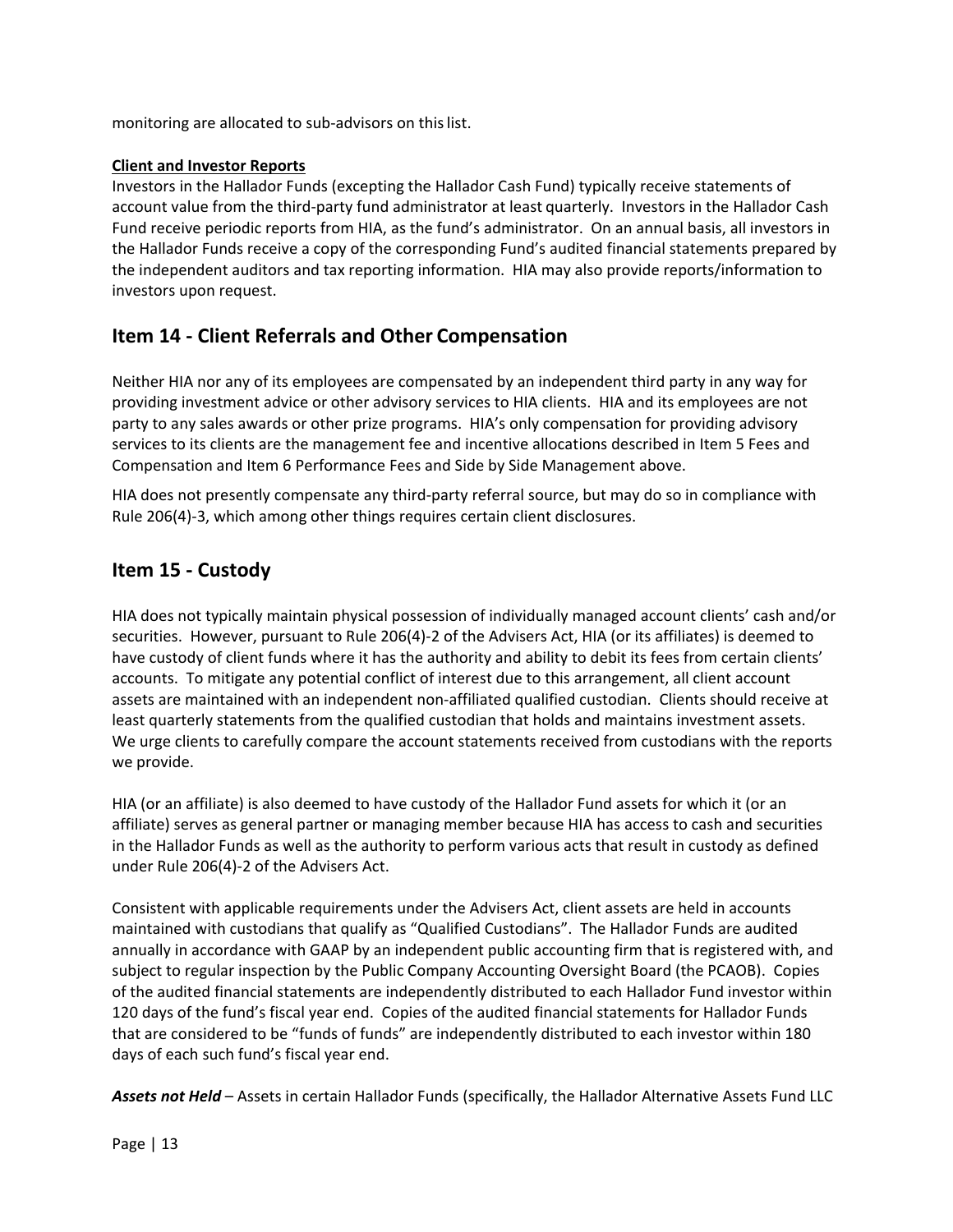monitoring are allocated to sub-advisors on this list.

**Client and Investor Reports**

Investors in the Hallador Funds (excepting the Hallador Cash Fund) typically receive statements of account value from the third-party fund administrator at least quarterly. Investors in the Hallador Cash Fund receive periodic reports from HIA, as the fund's administrator. On an annual basis, all investors in the Hallador Funds receive a copy of the corresponding Fund's audited financial statements prepared by the independent auditors and tax reporting information. HIA may also provide reports/information to investors upon request.

## Item 14 - Client Referrals and Other Compensation

Neither HIA nor any of its employees are compensated by an independent third party in any way for providing investment advice or other advisory services to HIA clients. HIA and its employees are not party to any sales awards or other prize programs. HIA's only compensation for providing advisory services to its clients are the management fee and incentive allocations described in Item 5 Fees and Compensation and Item 6 Performance Fees and Side by Side Management above.

HIA does not presently compensate any third-party referral source, but may do so in compliance with Rule 206(4)-3, which among other things requires certain client disclosures.

## Item 15 - Custody

HIA does not typically maintain physical possession of individually managed account clients' cash and/or securities. However, pursuant to Rule 206(4)-2 of the Advisers Act, HIA (or its affiliates) is deemed to have custody of client funds where it has the authority and ability to debit its fees from certain clients' accounts. To mitigate any potential conflict of interest due to this arrangement, all client account assets are maintained with an independent non-affiliated qualified custodian. Clients should receive at least quarterly statements from the qualified custodian that holds and maintains investment assets. We urge clients to carefully compare the account statements received from custodians with the reports we provide.

HIA (or an affiliate) is also deemed to have custody of the Hallador Fund assets for which it (or an affiliate) serves as general partner or managing member because HIA has access to cash and securities in the Hallador Funds as well as the authority to perform various acts that result in custody as defined under Rule 206(4)-2 of the Advisers Act.

Consistent with applicable requirements under the Advisers Act, client assets are held in accounts maintained with custodians that qualify as "Qualified Custodians". The Hallador Funds are audited annually in accordance with GAAP by an independent public accounting firm that is registered with, and subject to regular inspection by the Public Company Accounting Oversight Board (the PCAOB). Copies of the audited financial statements are independently distributed to each Hallador Fund investor within 120 days of the fund's fiscal year end. Copies of the audited financial statements for Hallador Funds that are considered to be "funds of funds" are independently distributed to each investor within 180 days of each such fund's fiscal year end.

***Assets not Held*** – Assets in certain Hallador Funds (specifically, the Hallador Alternative Assets Fund LLC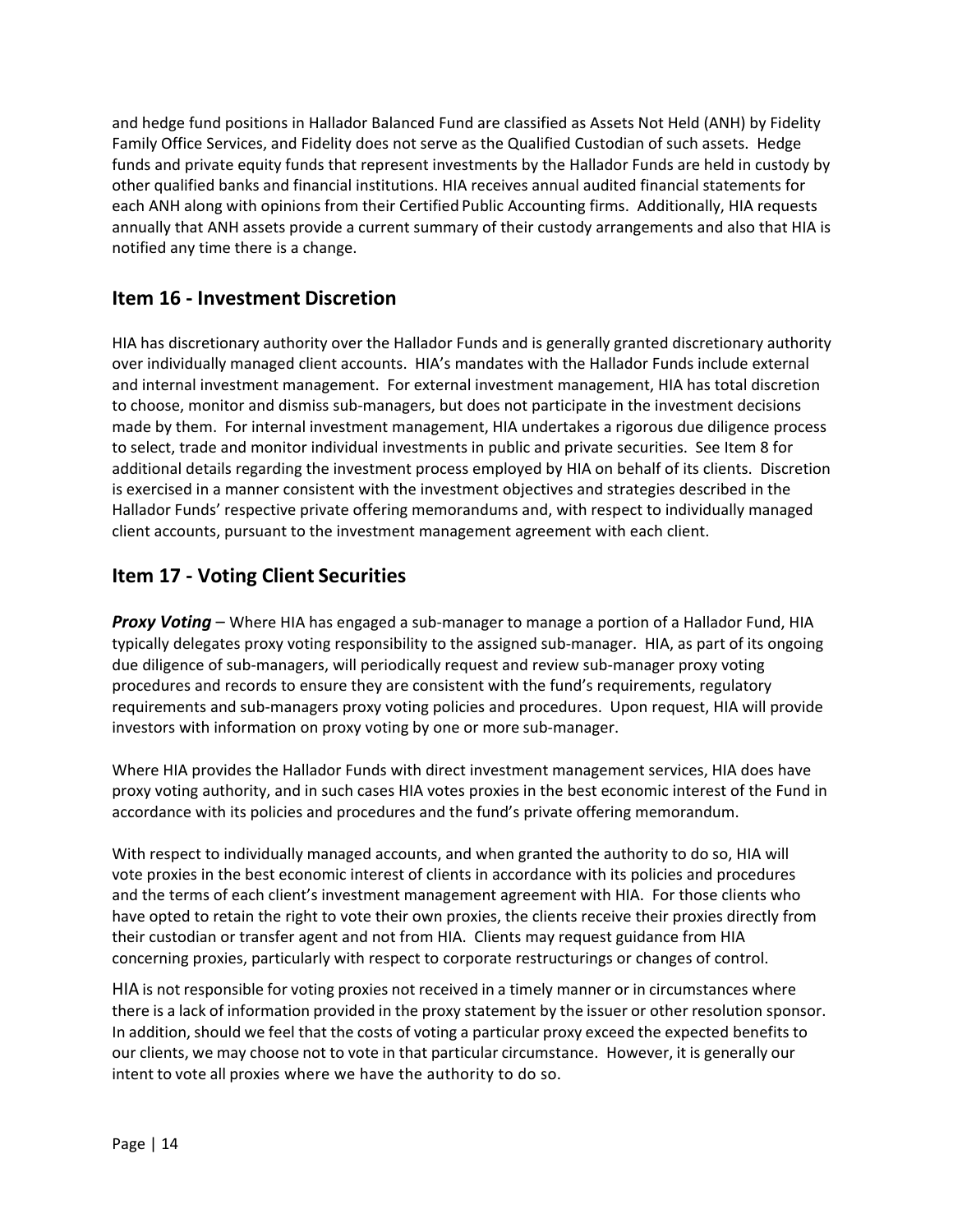and hedge fund positions in Hallador Balanced Fund are classified as Assets Not Held (ANH) by Fidelity Family Office Services, and Fidelity does not serve as the Qualified Custodian of such assets. Hedge funds and private equity funds that represent investments by the Hallador Funds are held in custody by other qualified banks and financial institutions. HIA receives annual audited financial statements for each ANH along with opinions from their Certified Public Accounting firms. Additionally, HIA requests annually that ANH assets provide a current summary of their custody arrangements and also that HIA is notified any time there is a change.

## Item 16 - Investment Discretion

HIA has discretionary authority over the Hallador Funds and is generally granted discretionary authority over individually managed client accounts. HIA's mandates with the Hallador Funds include external and internal investment management. For external investment management, HIA has total discretion to choose, monitor and dismiss sub-managers, but does not participate in the investment decisions made by them. For internal investment management, HIA undertakes a rigorous due diligence process to select, trade and monitor individual investments in public and private securities. See Item 8 for additional details regarding the investment process employed by HIA on behalf of its clients. Discretion is exercised in a manner consistent with the investment objectives and strategies described in the Hallador Funds' respective private offering memorandums and, with respect to individually managed client accounts, pursuant to the investment management agreement with each client.

## Item 17 - Voting Client Securities

***Proxy Voting*** – Where HIA has engaged a sub-manager to manage a portion of a Hallador Fund, HIA typically delegates proxy voting responsibility to the assigned sub-manager. HIA, as part of its ongoing due diligence of sub-managers, will periodically request and review sub-manager proxy voting procedures and records to ensure they are consistent with the fund's requirements, regulatory requirements and sub-managers proxy voting policies and procedures. Upon request, HIA will provide investors with information on proxy voting by one or more sub-manager.

Where HIA provides the Hallador Funds with direct investment management services, HIA does have proxy voting authority, and in such cases HIA votes proxies in the best economic interest of the Fund in accordance with its policies and procedures and the fund's private offering memorandum.

With respect to individually managed accounts, and when granted the authority to do so, HIA will vote proxies in the best economic interest of clients in accordance with its policies and procedures and the terms of each client's investment management agreement with HIA. For those clients who have opted to retain the right to vote their own proxies, the clients receive their proxies directly from their custodian or transfer agent and not from HIA. Clients may request guidance from HIA concerning proxies, particularly with respect to corporate restructurings or changes of control.

HIA is not responsible for voting proxies not received in a timely manner or in circumstances where there is a lack of information provided in the proxy statement by the issuer or other resolution sponsor. In addition, should we feel that the costs of voting a particular proxy exceed the expected benefits to our clients, we may choose not to vote in that particular circumstance. However, it is generally our intent to vote all proxies where we have the authority to do so.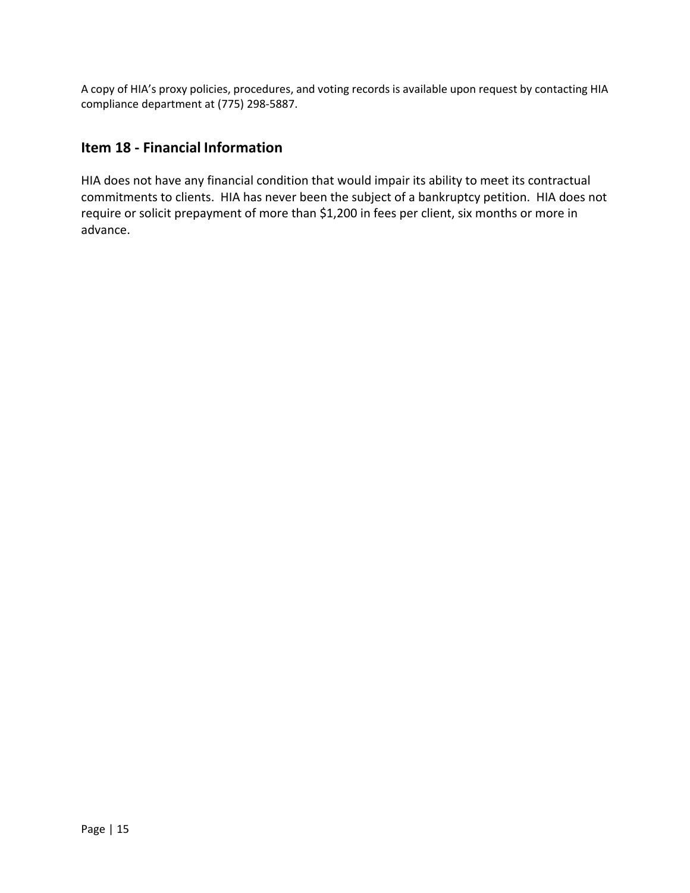A copy of HIA's proxy policies, procedures, and voting records is available upon request by contacting HIA compliance department at (775) 298-5887.

## Item 18 - Financial Information

HIA does not have any financial condition that would impair its ability to meet its contractual commitments to clients. HIA has never been the subject of a bankruptcy petition. HIA does not require or solicit prepayment of more than $1,200 in fees per client, six months or more in advance.